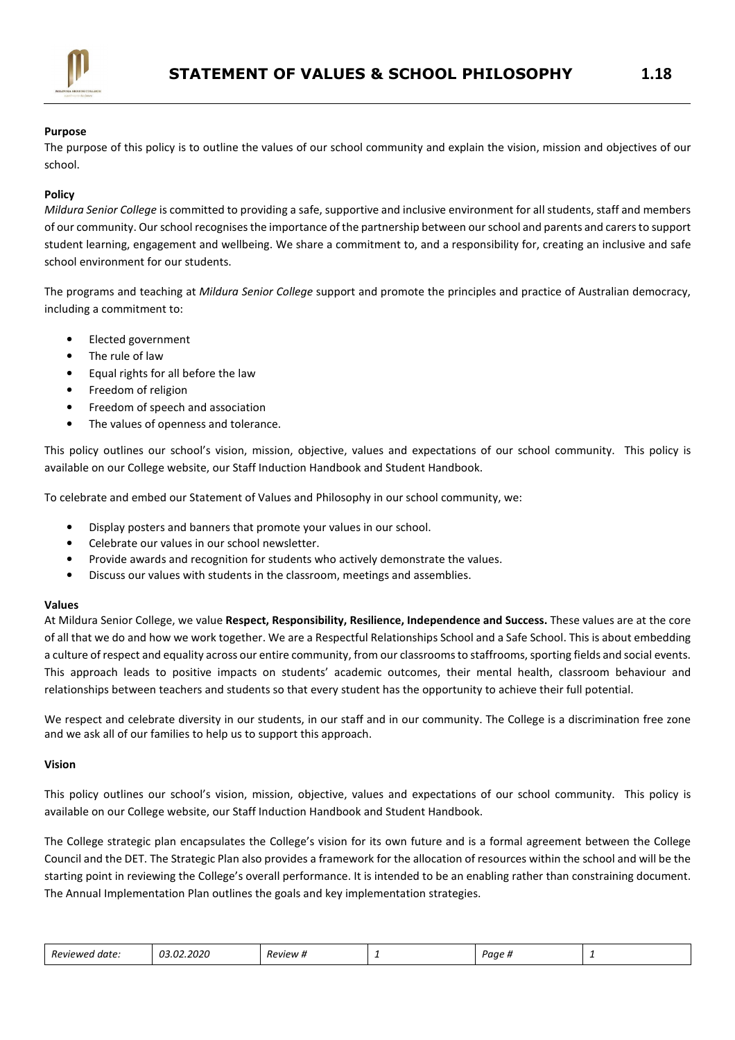# STATEMENT OF VALUES & SCHOOL PHILOSOPHY 1.18

**Purpose**

The purpose of this policy is to outline the values of our school community and explain the vision, mission and objectives of our school.

**Policy**

*Mildura Senior College* is committed to providing a safe, supportive and inclusive environment for all students, staff and members of our community. Our school recognises the importance of the partnership between our school and parents and carers to support student learning, engagement and wellbeing. We share a commitment to, and a responsibility for, creating an inclusive and safe school environment for our students.

The programs and teaching at *Mildura Senior College* support and promote the principles and practice of Australian democracy, including a commitment to:

- Elected government
- The rule of law
- Equal rights for all before the law
- Freedom of religion
- Freedom of speech and association
- The values of openness and tolerance.

This policy outlines our school's vision, mission, objective, values and expectations of our school community. This policy is available on our College website, our Staff Induction Handbook and Student Handbook.

To celebrate and embed our Statement of Values and Philosophy in our school community, we:

- Display posters and banners that promote your values in our school.
- Celebrate our values in our school newsletter.
- Provide awards and recognition for students who actively demonstrate the values.
- Discuss our values with students in the classroom, meetings and assemblies.

**Values**

At Mildura Senior College, we value **Respect, Responsibility, Resilience, Independence and Success.** These values are at the core of all that we do and how we work together. We are a Respectful Relationships School and a Safe School. This is about embedding a culture of respect and equality across our entire community, from our classrooms to staffrooms, sporting fields and social events. This approach leads to positive impacts on students' academic outcomes, their mental health, classroom behaviour and relationships between teachers and students so that every student has the opportunity to achieve their full potential.

We respect and celebrate diversity in our students, in our staff and in our community. The College is a discrimination free zone and we ask all of our families to help us to support this approach.

**Vision**

This policy outlines our school's vision, mission, objective, values and expectations of our school community. This policy is available on our College website, our Staff Induction Handbook and Student Handbook.

The College strategic plan encapsulates the College's vision for its own future and is a formal agreement between the College Council and the DET. The Strategic Plan also provides a framework for the allocation of resources within the school and will be the starting point in reviewing the College's overall performance. It is intended to be an enabling rather than constraining document. The Annual Implementation Plan outlines the goals and key implementation strategies.

| *Reviewed date:* | *03.02.2020* | *Review #* | *1* | *Page #* | *1* |
|---|---|---|---|---|---|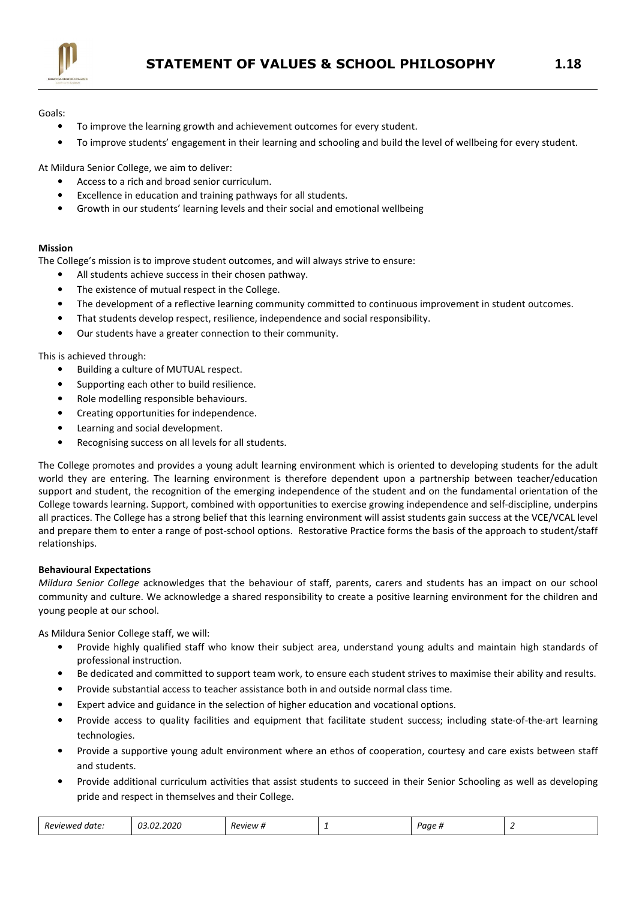Goals:

- To improve the learning growth and achievement outcomes for every student.
- To improve students' engagement in their learning and schooling and build the level of wellbeing for every student.

At Mildura Senior College, we aim to deliver:

- Access to a rich and broad senior curriculum.
- Excellence in education and training pathways for all students.
- Growth in our students' learning levels and their social and emotional wellbeing

**Mission**

The College's mission is to improve student outcomes, and will always strive to ensure:

- All students achieve success in their chosen pathway.
- The existence of mutual respect in the College.
- The development of a reflective learning community committed to continuous improvement in student outcomes.
- That students develop respect, resilience, independence and social responsibility.
- Our students have a greater connection to their community.

This is achieved through:

- Building a culture of MUTUAL respect.
- Supporting each other to build resilience.
- Role modelling responsible behaviours.
- Creating opportunities for independence.
- Learning and social development.
- Recognising success on all levels for all students.

The College promotes and provides a young adult learning environment which is oriented to developing students for the adult world they are entering. The learning environment is therefore dependent upon a partnership between teacher/education support and student, the recognition of the emerging independence of the student and on the fundamental orientation of the College towards learning. Support, combined with opportunities to exercise growing independence and self-discipline, underpins all practices. The College has a strong belief that this learning environment will assist students gain success at the VCE/VCAL level and prepare them to enter a range of post-school options. Restorative Practice forms the basis of the approach to student/staff relationships.

**Behavioural Expectations**

*Mildura Senior College* acknowledges that the behaviour of staff, parents, carers and students has an impact on our school community and culture. We acknowledge a shared responsibility to create a positive learning environment for the children and young people at our school.

As Mildura Senior College staff, we will:

- Provide highly qualified staff who know their subject area, understand young adults and maintain high standards of professional instruction.
- Be dedicated and committed to support team work, to ensure each student strives to maximise their ability and results.
- Provide substantial access to teacher assistance both in and outside normal class time.
- Expert advice and guidance in the selection of higher education and vocational options.
- Provide access to quality facilities and equipment that facilitate student success; including state-of-the-art learning technologies.
- Provide a supportive young adult environment where an ethos of cooperation, courtesy and care exists between staff and students.
- Provide additional curriculum activities that assist students to succeed in their Senior Schooling as well as developing pride and respect in themselves and their College.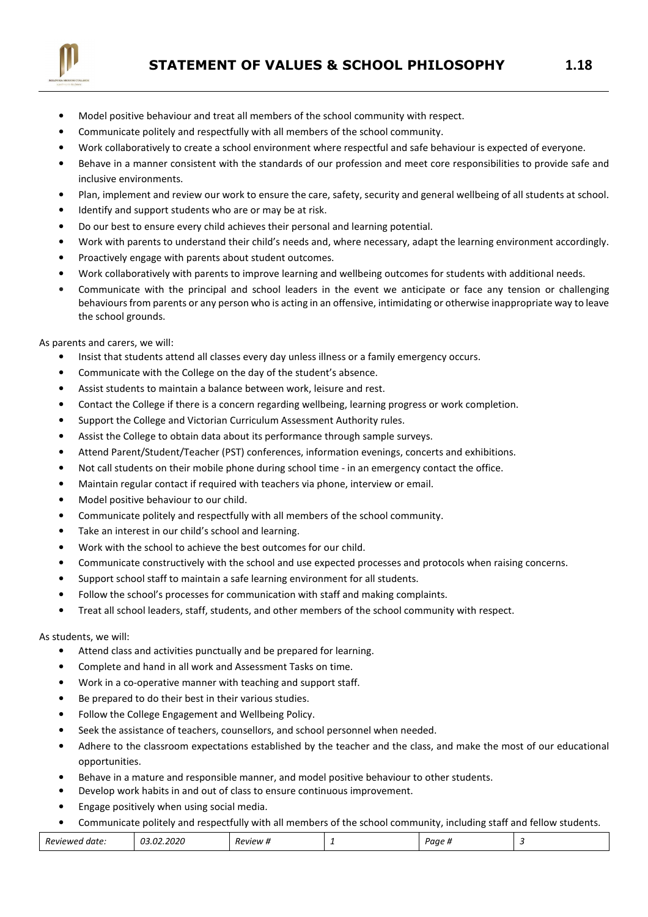- Model positive behaviour and treat all members of the school community with respect.
- Communicate politely and respectfully with all members of the school community.
- Work collaboratively to create a school environment where respectful and safe behaviour is expected of everyone.
- Behave in a manner consistent with the standards of our profession and meet core responsibilities to provide safe and inclusive environments.
- Plan, implement and review our work to ensure the care, safety, security and general wellbeing of all students at school.
- Identify and support students who are or may be at risk.
- Do our best to ensure every child achieves their personal and learning potential.
- Work with parents to understand their child's needs and, where necessary, adapt the learning environment accordingly.
- Proactively engage with parents about student outcomes.
- Work collaboratively with parents to improve learning and wellbeing outcomes for students with additional needs.
- Communicate with the principal and school leaders in the event we anticipate or face any tension or challenging behaviours from parents or any person who is acting in an offensive, intimidating or otherwise inappropriate way to leave the school grounds.

As parents and carers, we will:

- Insist that students attend all classes every day unless illness or a family emergency occurs.
- Communicate with the College on the day of the student's absence.
- Assist students to maintain a balance between work, leisure and rest.
- Contact the College if there is a concern regarding wellbeing, learning progress or work completion.
- Support the College and Victorian Curriculum Assessment Authority rules.
- Assist the College to obtain data about its performance through sample surveys.
- Attend Parent/Student/Teacher (PST) conferences, information evenings, concerts and exhibitions.
- Not call students on their mobile phone during school time - in an emergency contact the office.
- Maintain regular contact if required with teachers via phone, interview or email.
- Model positive behaviour to our child.
- Communicate politely and respectfully with all members of the school community.
- Take an interest in our child's school and learning.
- Work with the school to achieve the best outcomes for our child.
- Communicate constructively with the school and use expected processes and protocols when raising concerns.
- Support school staff to maintain a safe learning environment for all students.
- Follow the school's processes for communication with staff and making complaints.
- Treat all school leaders, staff, students, and other members of the school community with respect.

As students, we will:

- Attend class and activities punctually and be prepared for learning.
- Complete and hand in all work and Assessment Tasks on time.
- Work in a co-operative manner with teaching and support staff.
- Be prepared to do their best in their various studies.
- Follow the College Engagement and Wellbeing Policy.
- Seek the assistance of teachers, counsellors, and school personnel when needed.
- Adhere to the classroom expectations established by the teacher and the class, and make the most of our educational opportunities.
- Behave in a mature and responsible manner, and model positive behaviour to other students.
- Develop work habits in and out of class to ensure continuous improvement.
- Engage positively when using social media.
- Communicate politely and respectfully with all members of the school community, including staff and fellow students.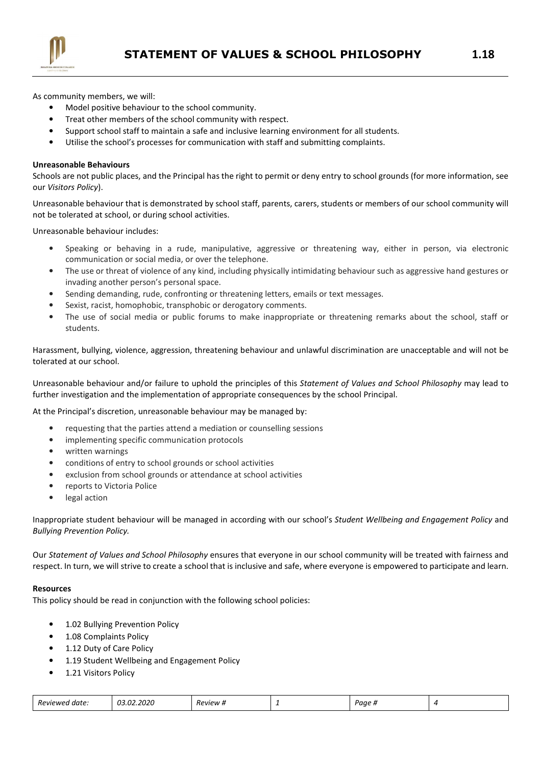As community members, we will:

- Model positive behaviour to the school community.
- Treat other members of the school community with respect.
- Support school staff to maintain a safe and inclusive learning environment for all students.
- Utilise the school's processes for communication with staff and submitting complaints.

**Unreasonable Behaviours**

Schools are not public places, and the Principal has the right to permit or deny entry to school grounds (for more information, see our *Visitors Policy*).

Unreasonable behaviour that is demonstrated by school staff, parents, carers, students or members of our school community will not be tolerated at school, or during school activities.

Unreasonable behaviour includes:

- Speaking or behaving in a rude, manipulative, aggressive or threatening way, either in person, via electronic communication or social media, or over the telephone.
- The use or threat of violence of any kind, including physically intimidating behaviour such as aggressive hand gestures or invading another person's personal space.
- Sending demanding, rude, confronting or threatening letters, emails or text messages.
- Sexist, racist, homophobic, transphobic or derogatory comments.
- The use of social media or public forums to make inappropriate or threatening remarks about the school, staff or students.

Harassment, bullying, violence, aggression, threatening behaviour and unlawful discrimination are unacceptable and will not be tolerated at our school.

Unreasonable behaviour and/or failure to uphold the principles of this *Statement of Values and School Philosophy* may lead to further investigation and the implementation of appropriate consequences by the school Principal.

At the Principal's discretion, unreasonable behaviour may be managed by:

- requesting that the parties attend a mediation or counselling sessions
- implementing specific communication protocols
- written warnings
- conditions of entry to school grounds or school activities
- exclusion from school grounds or attendance at school activities
- reports to Victoria Police
- legal action

Inappropriate student behaviour will be managed in according with our school's *Student Wellbeing and Engagement Policy* and *Bullying Prevention Policy.*

Our *Statement of Values and School Philosophy* ensures that everyone in our school community will be treated with fairness and respect. In turn, we will strive to create a school that is inclusive and safe, where everyone is empowered to participate and learn.

**Resources**

This policy should be read in conjunction with the following school policies:

- 1.02 Bullying Prevention Policy
- 1.08 Complaints Policy
- 1.12 Duty of Care Policy
- 1.19 Student Wellbeing and Engagement Policy
- 1.21 Visitors Policy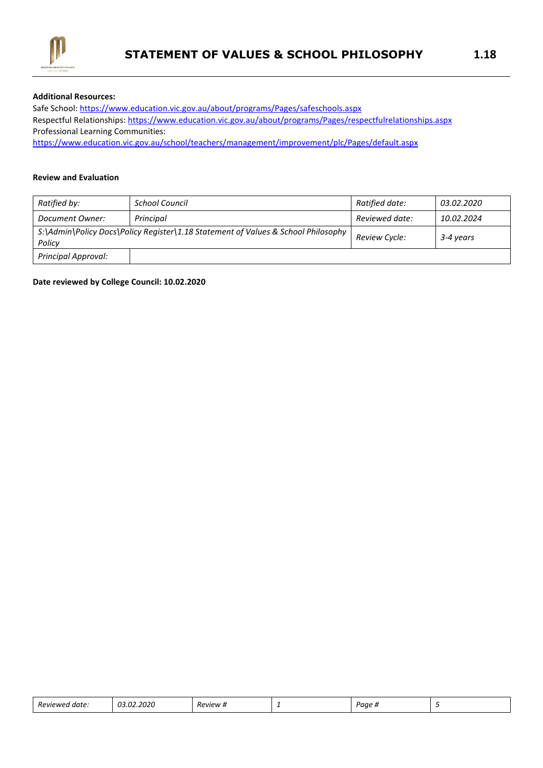**Additional Resources:**

Safe School: https://www.education.vic.gov.au/about/programs/Pages/safeschools.aspx
Respectful Relationships: https://www.education.vic.gov.au/about/programs/Pages/respectfulrelationships.aspx
Professional Learning Communities:
https://www.education.vic.gov.au/school/teachers/management/improvement/plc/Pages/default.aspx

**Review and Evaluation**

| | | | |
|---|---|---|---|
| *Ratified by:* | *School Council* | *Ratified date:* | *03.02.2020* |
| *Document Owner:* | *Principal* | *Reviewed date:* | *10.02.2024* |
| *S:\Admin\Policy Docs\Policy Register\1.18 Statement of Values & School Philosophy Policy* | | *Review Cycle:* | *3-4 years* |
| *Principal Approval:* | | | |

**Date reviewed by College Council: 10.02.2020**